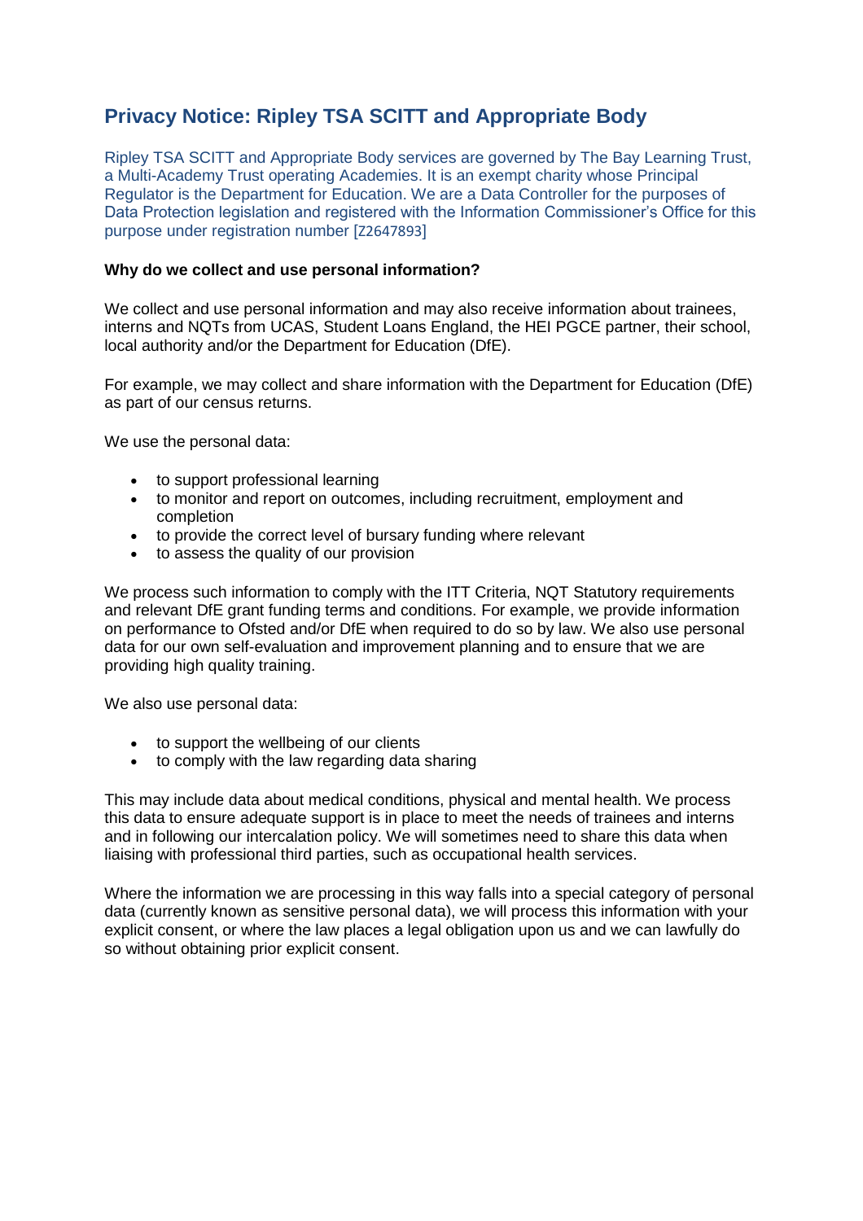# Privacy Notice: Ripley TSA SCITT and Appropriate Body

Ripley TSA SCITT and Appropriate Body services are governed by The Bay Learning Trust, a Multi-Academy Trust operating Academies. It is an exempt charity whose Principal Regulator is the Department for Education. We are a Data Controller for the purposes of Data Protection legislation and registered with the Information Commissioner's Office for this purpose under registration number [Z2647893]

**Why do we collect and use personal information?**

We collect and use personal information and may also receive information about trainees, interns and NQTs from UCAS, Student Loans England, the HEI PGCE partner, their school, local authority and/or the Department for Education (DfE).

For example, we may collect and share information with the Department for Education (DfE) as part of our census returns.

We use the personal data:

- to support professional learning
- to monitor and report on outcomes, including recruitment, employment and completion
- to provide the correct level of bursary funding where relevant
- to assess the quality of our provision

We process such information to comply with the ITT Criteria, NQT Statutory requirements and relevant DfE grant funding terms and conditions. For example, we provide information on performance to Ofsted and/or DfE when required to do so by law. We also use personal data for our own self-evaluation and improvement planning and to ensure that we are providing high quality training.

We also use personal data:

- to support the wellbeing of our clients
- to comply with the law regarding data sharing

This may include data about medical conditions, physical and mental health. We process this data to ensure adequate support is in place to meet the needs of trainees and interns and in following our intercalation policy. We will sometimes need to share this data when liaising with professional third parties, such as occupational health services.

Where the information we are processing in this way falls into a special category of personal data (currently known as sensitive personal data), we will process this information with your explicit consent, or where the law places a legal obligation upon us and we can lawfully do so without obtaining prior explicit consent.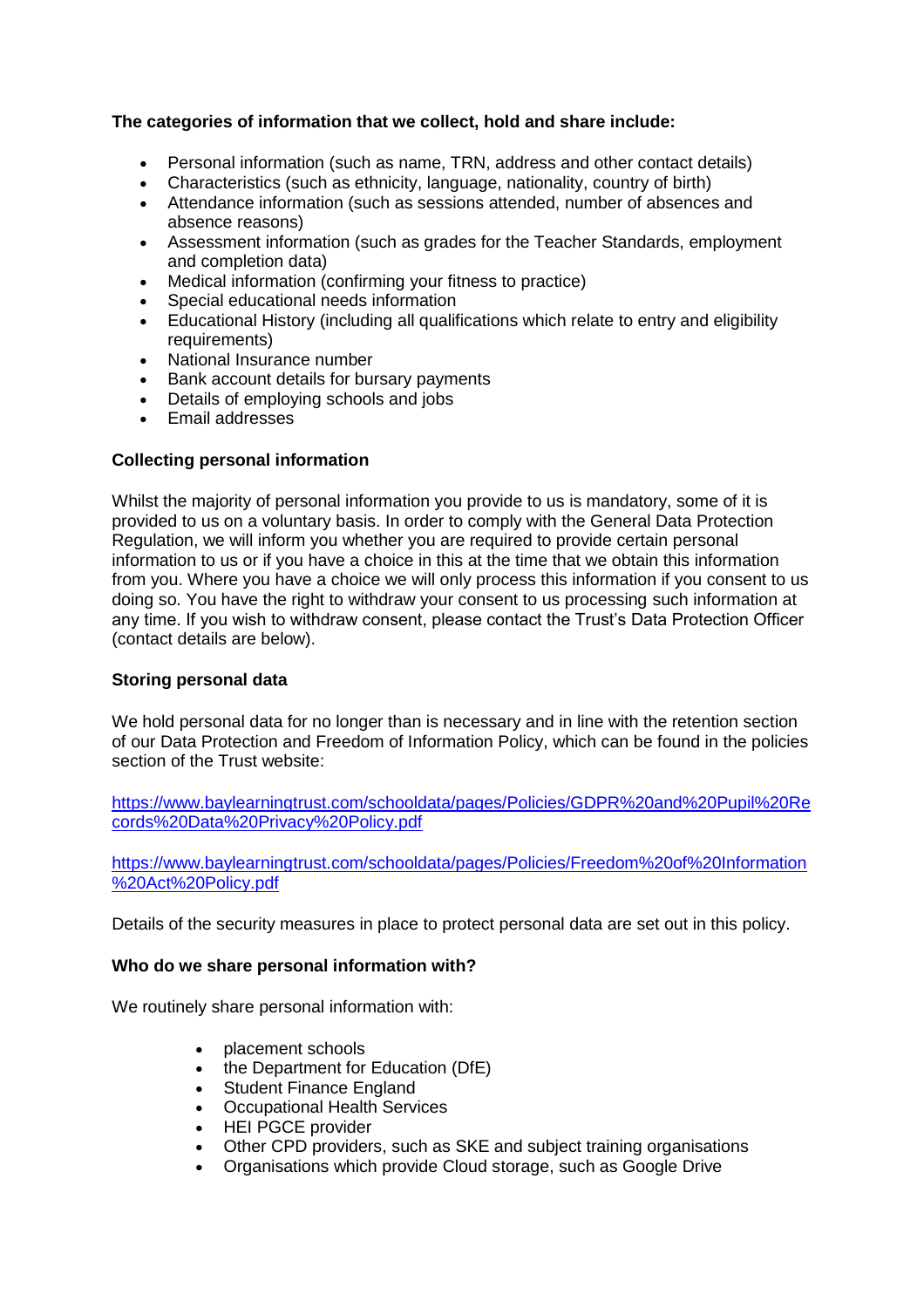**The categories of information that we collect, hold and share include:**

- Personal information (such as name, TRN, address and other contact details)
- Characteristics (such as ethnicity, language, nationality, country of birth)
- Attendance information (such as sessions attended, number of absences and absence reasons)
- Assessment information (such as grades for the Teacher Standards, employment and completion data)
- Medical information (confirming your fitness to practice)
- Special educational needs information
- Educational History (including all qualifications which relate to entry and eligibility requirements)
- National Insurance number
- Bank account details for bursary payments
- Details of employing schools and jobs
- Email addresses

**Collecting personal information**

Whilst the majority of personal information you provide to us is mandatory, some of it is provided to us on a voluntary basis. In order to comply with the General Data Protection Regulation, we will inform you whether you are required to provide certain personal information to us or if you have a choice in this at the time that we obtain this information from you. Where you have a choice we will only process this information if you consent to us doing so. You have the right to withdraw your consent to us processing such information at any time. If you wish to withdraw consent, please contact the Trust's Data Protection Officer (contact details are below).

**Storing personal data**

We hold personal data for no longer than is necessary and in line with the retention section of our Data Protection and Freedom of Information Policy, which can be found in the policies section of the Trust website:

https://www.baylearningtrust.com/schooldata/pages/Policies/GDPR%20and%20Pupil%20Records%20Data%20Privacy%20Policy.pdf

https://www.baylearningtrust.com/schooldata/pages/Policies/Freedom%20of%20Information%20Act%20Policy.pdf

Details of the security measures in place to protect personal data are set out in this policy.

**Who do we share personal information with?**

We routinely share personal information with:

- placement schools
- the Department for Education (DfE)
- Student Finance England
- Occupational Health Services
- HEI PGCE provider
- Other CPD providers, such as SKE and subject training organisations
- Organisations which provide Cloud storage, such as Google Drive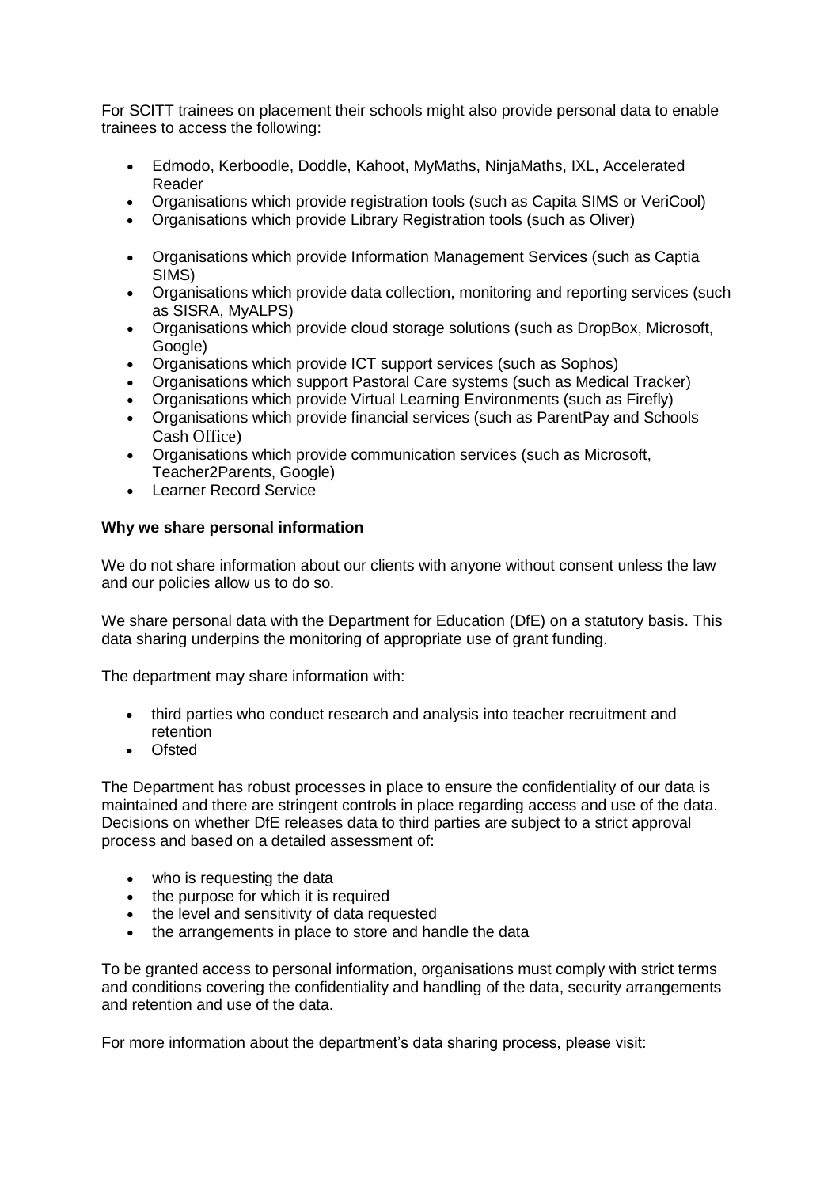For SCITT trainees on placement their schools might also provide personal data to enable trainees to access the following:

- Edmodo, Kerboodle, Doddle, Kahoot, MyMaths, NinjaMaths, IXL, Accelerated Reader
- Organisations which provide registration tools (such as Capita SIMS or VeriCool)
- Organisations which provide Library Registration tools (such as Oliver)
- Organisations which provide Information Management Services (such as Captia SIMS)
- Organisations which provide data collection, monitoring and reporting services (such as SISRA, MyALPS)
- Organisations which provide cloud storage solutions (such as DropBox, Microsoft, Google)
- Organisations which provide ICT support services (such as Sophos)
- Organisations which support Pastoral Care systems (such as Medical Tracker)
- Organisations which provide Virtual Learning Environments (such as Firefly)
- Organisations which provide financial services (such as ParentPay and Schools Cash Office)
- Organisations which provide communication services (such as Microsoft, Teacher2Parents, Google)
- Learner Record Service

**Why we share personal information**

We do not share information about our clients with anyone without consent unless the law and our policies allow us to do so.

We share personal data with the Department for Education (DfE) on a statutory basis. This data sharing underpins the monitoring of appropriate use of grant funding.

The department may share information with:

- third parties who conduct research and analysis into teacher recruitment and retention
- Ofsted

The Department has robust processes in place to ensure the confidentiality of our data is maintained and there are stringent controls in place regarding access and use of the data. Decisions on whether DfE releases data to third parties are subject to a strict approval process and based on a detailed assessment of:

- who is requesting the data
- the purpose for which it is required
- the level and sensitivity of data requested
- the arrangements in place to store and handle the data

To be granted access to personal information, organisations must comply with strict terms and conditions covering the confidentiality and handling of the data, security arrangements and retention and use of the data.

For more information about the department's data sharing process, please visit: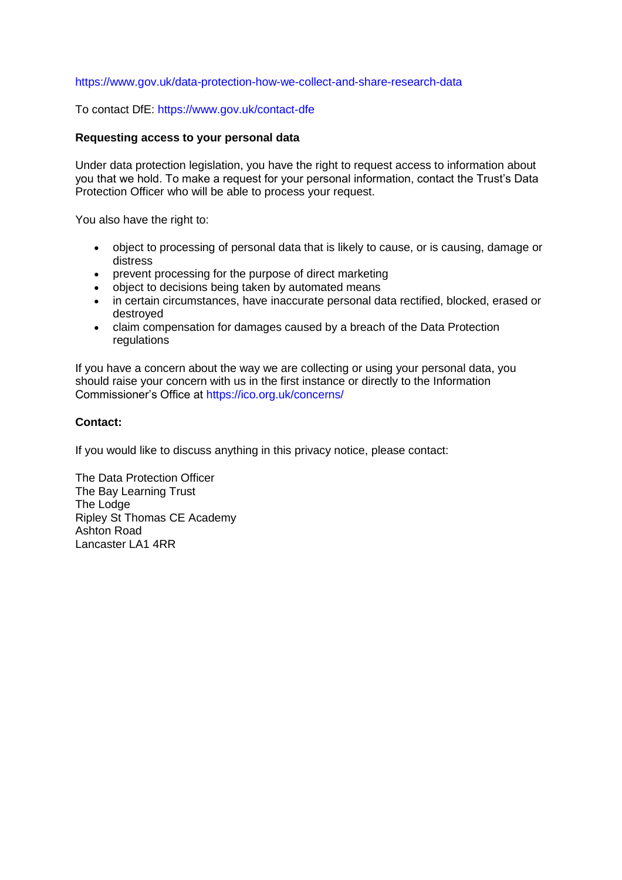https://www.gov.uk/data-protection-how-we-collect-and-share-research-data

To contact DfE: https://www.gov.uk/contact-dfe

**Requesting access to your personal data**

Under data protection legislation, you have the right to request access to information about you that we hold. To make a request for your personal information, contact the Trust's Data Protection Officer who will be able to process your request.

You also have the right to:

- object to processing of personal data that is likely to cause, or is causing, damage or distress
- prevent processing for the purpose of direct marketing
- object to decisions being taken by automated means
- in certain circumstances, have inaccurate personal data rectified, blocked, erased or destroyed
- claim compensation for damages caused by a breach of the Data Protection regulations

If you have a concern about the way we are collecting or using your personal data, you should raise your concern with us in the first instance or directly to the Information Commissioner's Office at https://ico.org.uk/concerns/

**Contact:**

If you would like to discuss anything in this privacy notice, please contact:

The Data Protection Officer
The Bay Learning Trust
The Lodge
Ripley St Thomas CE Academy
Ashton Road
Lancaster LA1 4RR